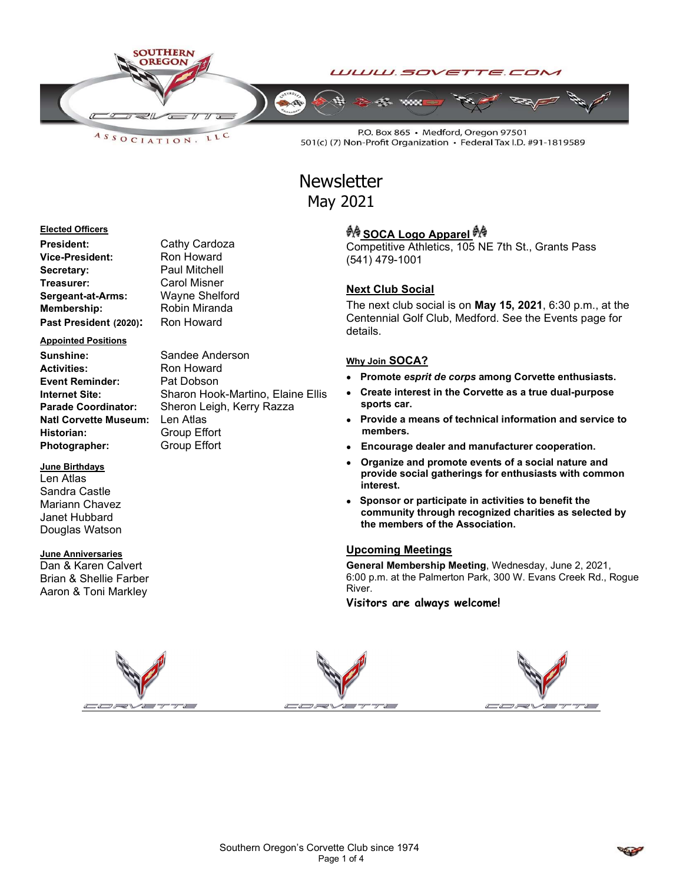SOUTHERN OREGON CORVETTE ASSOCIATION, LLC

WWW.SOVETTE.COM

P.O. Box 865 • Medford, Oregon 97501
501(c) (7) Non-Profit Organization • Federal Tax I.D. #91-1819589

# Newsletter
## May 2021

### Elected Officers

| | |
|---|---|
| **President:** | Cathy Cardoza |
| **Vice-President:** | Ron Howard |
| **Secretary:** | Paul Mitchell |
| **Treasurer:** | Carol Misner |
| **Sergeant-at-Arms:** | Wayne Shelford |
| **Membership:** | Robin Miranda |
| **Past President (2020):** | Ron Howard |

### Appointed Positions

| | |
|---|---|
| **Sunshine:** | Sandee Anderson |
| **Activities:** | Ron Howard |
| **Event Reminder:** | Pat Dobson |
| **Internet Site:** | Sharon Hook-Martino, Elaine Ellis |
| **Parade Coordinator:** | Sheron Leigh, Kerry Razza |
| **Natl Corvette Museum:** | Len Atlas |
| **Historian:** | Group Effort |
| **Photographer:** | Group Effort |

### June Birthdays

Len Atlas
Sandra Castle
Mariann Chavez
Janet Hubbard
Douglas Watson

### June Anniversaries

Dan & Karen Calvert
Brian & Shellie Farber
Aaron & Toni Markley

### SOCA Logo Apparel

Competitive Athletics, 105 NE 7th St., Grants Pass
(541) 479-1001

### Next Club Social

The next club social is on **May 15, 2021**, 6:30 p.m., at the Centennial Golf Club, Medford. See the Events page for details.

### Why Join SOCA?

- **Promote *esprit de corps* among Corvette enthusiasts.**
- **Create interest in the Corvette as a true dual-purpose sports car.**
- **Provide a means of technical information and service to members.**
- **Encourage dealer and manufacturer cooperation.**
- **Organize and promote events of a social nature and provide social gatherings for enthusiasts with common interest.**
- **Sponsor or participate in activities to benefit the community through recognized charities as selected by the members of the Association.**

### Upcoming Meetings

**General Membership Meeting**, Wednesday, June 2, 2021, 6:00 p.m. at the Palmerton Park, 300 W. Evans Creek Rd., Rogue River.

**Visitors are always welcome!**

Southern Oregon's Corvette Club since 1974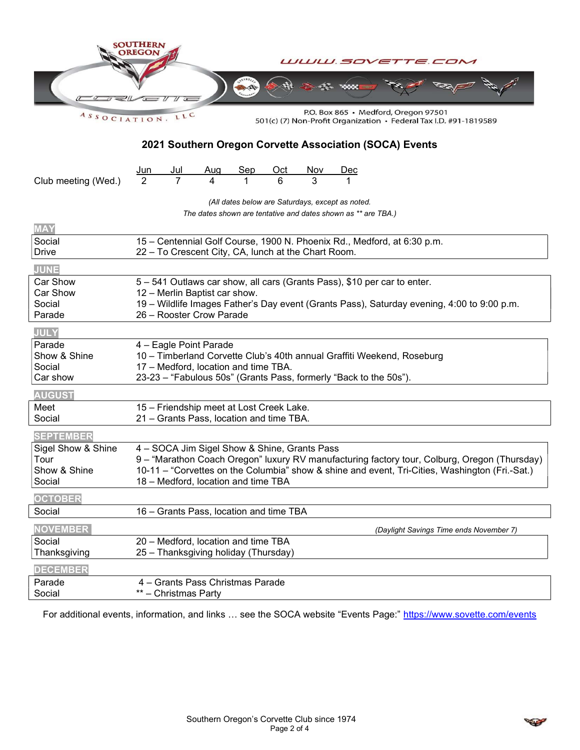SOUTHERN OREGON CORVETTE ASSOCIATION, LLC

WWW.SOVETTE.COM

P.O. Box 865 • Medford, Oregon 97501
501(c) (7) Non-Profit Organization • Federal Tax I.D. #91-1819589

## 2021 Southern Oregon Corvette Association (SOCA) Events

| | Jun | Jul | Aug | Sep | Oct | Nov | Dec |
|---|---|---|---|---|---|---|---|
| Club meeting (Wed.) | 2 | 7 | 4 | 1 | 6 | 3 | 1 |

*(All dates below are Saturdays, except as noted.*
*The dates shown are tentative and dates shown as ** are TBA.)*

### MAY

| | |
|---|---|
| Social | 15 – Centennial Golf Course, 1900 N. Phoenix Rd., Medford, at 6:30 p.m. |
| Drive | 22 – To Crescent City, CA, lunch at the Chart Room. |

### JUNE

| | |
|---|---|
| Car Show | 5 – 541 Outlaws car show, all cars (Grants Pass), $10 per car to enter. |
| Car Show | 12 – Merlin Baptist car show. |
| Social | 19 – Wildlife Images Father's Day event (Grants Pass), Saturday evening, 4:00 to 9:00 p.m. |
| Parade | 26 – Rooster Crow Parade |

### JULY

| | |
|---|---|
| Parade | 4 – Eagle Point Parade |
| Show & Shine | 10 – Timberland Corvette Club's 40th annual Graffiti Weekend, Roseburg |
| Social | 17 – Medford, location and time TBA. |
| Car show | 23-23 – "Fabulous 50s" (Grants Pass, formerly "Back to the 50s"). |

### AUGUST

| | |
|---|---|
| Meet | 15 – Friendship meet at Lost Creek Lake. |
| Social | 21 – Grants Pass, location and time TBA. |

### SEPTEMBER

| | |
|---|---|
| Sigel Show & Shine | 4 – SOCA Jim Sigel Show & Shine, Grants Pass |
| Tour | 9 – "Marathon Coach Oregon" luxury RV manufacturing factory tour, Colburg, Oregon (Thursday) |
| Show & Shine | 10-11 – "Corvettes on the Columbia" show & shine and event, Tri-Cities, Washington (Fri.-Sat.) |
| Social | 18 – Medford, location and time TBA |

### OCTOBER

| | |
|---|---|
| Social | 16 – Grants Pass, location and time TBA |

### NOVEMBER

*(Daylight Savings Time ends November 7)*

| | |
|---|---|
| Social | 20 – Medford, location and time TBA |
| Thanksgiving | 25 – Thanksgiving holiday (Thursday) |

### DECEMBER

| | |
|---|---|
| Parade | 4 – Grants Pass Christmas Parade |
| Social | ** – Christmas Party |

For additional events, information, and links … see the SOCA website "Events Page:" https://www.sovette.com/events

Southern Oregon's Corvette Club since 1974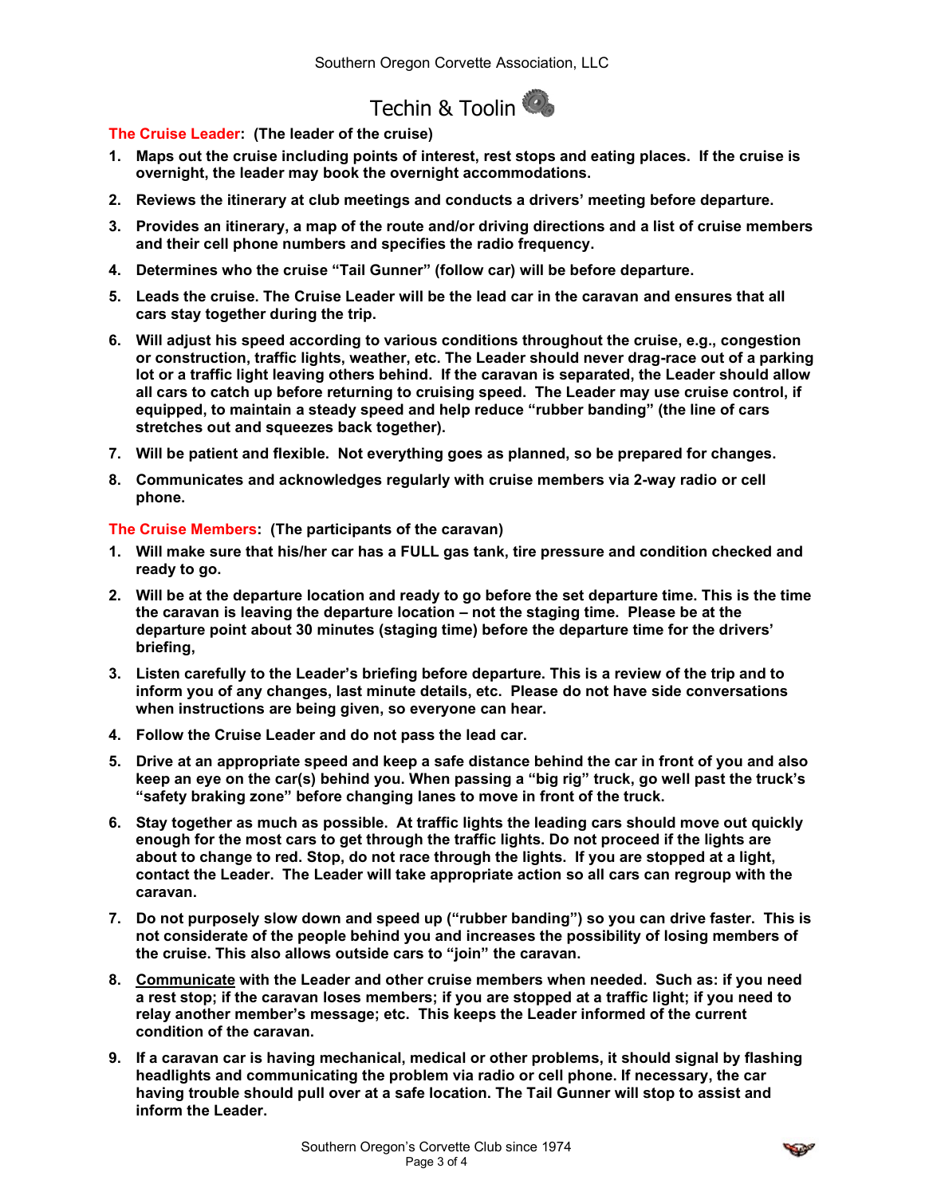# Techin & Toolin

**The Cruise Leader: (The leader of the cruise)**

1. **Maps out the cruise including points of interest, rest stops and eating places. If the cruise is overnight, the leader may book the overnight accommodations.**
2. **Reviews the itinerary at club meetings and conducts a drivers' meeting before departure.**
3. **Provides an itinerary, a map of the route and/or driving directions and a list of cruise members and their cell phone numbers and specifies the radio frequency.**
4. **Determines who the cruise "Tail Gunner" (follow car) will be before departure.**
5. **Leads the cruise. The Cruise Leader will be the lead car in the caravan and ensures that all cars stay together during the trip.**
6. **Will adjust his speed according to various conditions throughout the cruise, e.g., congestion or construction, traffic lights, weather, etc. The Leader should never drag-race out of a parking lot or a traffic light leaving others behind. If the caravan is separated, the Leader should allow all cars to catch up before returning to cruising speed. The Leader may use cruise control, if equipped, to maintain a steady speed and help reduce "rubber banding" (the line of cars stretches out and squeezes back together).**
7. **Will be patient and flexible. Not everything goes as planned, so be prepared for changes.**
8. **Communicates and acknowledges regularly with cruise members via 2-way radio or cell phone.**

**The Cruise Members: (The participants of the caravan)**

1. **Will make sure that his/her car has a FULL gas tank, tire pressure and condition checked and ready to go.**
2. **Will be at the departure location and ready to go before the set departure time. This is the time the caravan is leaving the departure location – not the staging time. Please be at the departure point about 30 minutes (staging time) before the departure time for the drivers' briefing,**
3. **Listen carefully to the Leader's briefing before departure. This is a review of the trip and to inform you of any changes, last minute details, etc. Please do not have side conversations when instructions are being given, so everyone can hear.**
4. **Follow the Cruise Leader and do not pass the lead car.**
5. **Drive at an appropriate speed and keep a safe distance behind the car in front of you and also keep an eye on the car(s) behind you. When passing a "big rig" truck, go well past the truck's "safety braking zone" before changing lanes to move in front of the truck.**
6. **Stay together as much as possible. At traffic lights the leading cars should move out quickly enough for the most cars to get through the traffic lights. Do not proceed if the lights are about to change to red. Stop, do not race through the lights. If you are stopped at a light, contact the Leader. The Leader will take appropriate action so all cars can regroup with the caravan.**
7. **Do not purposely slow down and speed up ("rubber banding") so you can drive faster. This is not considerate of the people behind you and increases the possibility of losing members of the cruise. This also allows outside cars to "join" the caravan.**
8. **Communicate with the Leader and other cruise members when needed. Such as: if you need a rest stop; if the caravan loses members; if you are stopped at a traffic light; if you need to relay another member's message; etc. This keeps the Leader informed of the current condition of the caravan.**
9. **If a caravan car is having mechanical, medical or other problems, it should signal by flashing headlights and communicating the problem via radio or cell phone. If necessary, the car having trouble should pull over at a safe location. The Tail Gunner will stop to assist and inform the Leader.**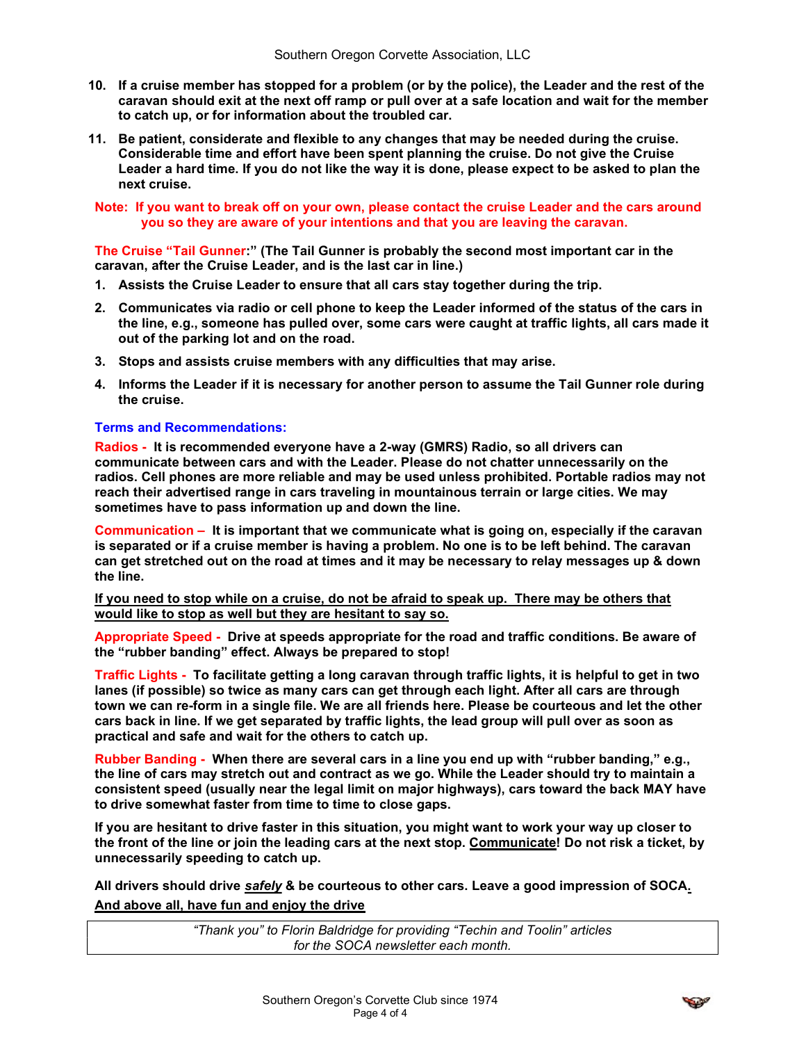10. **If a cruise member has stopped for a problem (or by the police), the Leader and the rest of the caravan should exit at the next off ramp or pull over at a safe location and wait for the member to catch up, or for information about the troubled car.**

11. **Be patient, considerate and flexible to any changes that may be needed during the cruise. Considerable time and effort have been spent planning the cruise. Do not give the Cruise Leader a hard time. If you do not like the way it is done, please expect to be asked to plan the next cruise.**

**Note: If you want to break off on your own, please contact the cruise Leader and the cars around you so they are aware of your intentions and that you are leaving the caravan.**

**The Cruise "Tail Gunner:" (The Tail Gunner is probably the second most important car in the caravan, after the Cruise Leader, and is the last car in line.)**

1. **Assists the Cruise Leader to ensure that all cars stay together during the trip.**
2. **Communicates via radio or cell phone to keep the Leader informed of the status of the cars in the line, e.g., someone has pulled over, some cars were caught at traffic lights, all cars made it out of the parking lot and on the road.**
3. **Stops and assists cruise members with any difficulties that may arise.**
4. **Informs the Leader if it is necessary for another person to assume the Tail Gunner role during the cruise.**

**Terms and Recommendations:**

**Radios - It is recommended everyone have a 2-way (GMRS) Radio, so all drivers can communicate between cars and with the Leader. Please do not chatter unnecessarily on the radios. Cell phones are more reliable and may be used unless prohibited. Portable radios may not reach their advertised range in cars traveling in mountainous terrain or large cities. We may sometimes have to pass information up and down the line.**

**Communication – It is important that we communicate what is going on, especially if the caravan is separated or if a cruise member is having a problem. No one is to be left behind. The caravan can get stretched out on the road at times and it may be necessary to relay messages up & down the line.**

**If you need to stop while on a cruise, do not be afraid to speak up. There may be others that would like to stop as well but they are hesitant to say so.**

**Appropriate Speed - Drive at speeds appropriate for the road and traffic conditions. Be aware of the "rubber banding" effect. Always be prepared to stop!**

**Traffic Lights - To facilitate getting a long caravan through traffic lights, it is helpful to get in two lanes (if possible) so twice as many cars can get through each light. After all cars are through town we can re-form in a single file. We are all friends here. Please be courteous and let the other cars back in line. If we get separated by traffic lights, the lead group will pull over as soon as practical and safe and wait for the others to catch up.**

**Rubber Banding - When there are several cars in a line you end up with "rubber banding," e.g., the line of cars may stretch out and contract as we go. While the Leader should try to maintain a consistent speed (usually near the legal limit on major highways), cars toward the back MAY have to drive somewhat faster from time to time to close gaps.**

**If you are hesitant to drive faster in this situation, you might want to work your way up closer to the front of the line or join the leading cars at the next stop. Communicate! Do not risk a ticket, by unnecessarily speeding to catch up.**

**All drivers should drive *safely* & be courteous to other cars. Leave a good impression of SOCA.**

**And above all, have fun and enjoy the drive**

*"Thank you" to Florin Baldridge for providing "Techin and Toolin" articles for the SOCA newsletter each month.*

Southern Oregon's Corvette Club since 1974